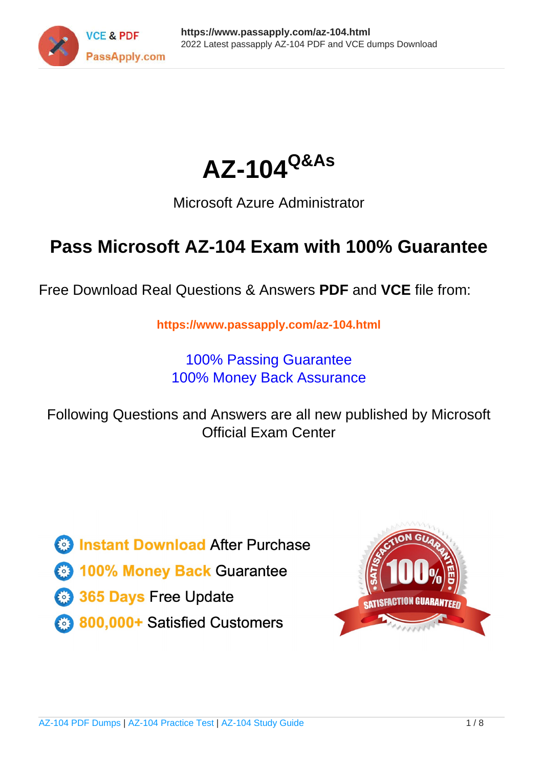# AZ-104Q&As

Microsoft Azure Administrator

## Pass Microsoft AZ-104 Exam with 100% Guarantee

Free Download Real Questions & Answers **PDF** and **VCE** file from:

**https://www.passapply.com/az-104.html**

100% Passing Guarantee
100% Money Back Assurance

Following Questions and Answers are all new published by Microsoft Official Exam Center

- **Instant Download** After Purchase
- **100% Money Back** Guarantee
- **365 Days** Free Update
- **800,000+** Satisfied Customers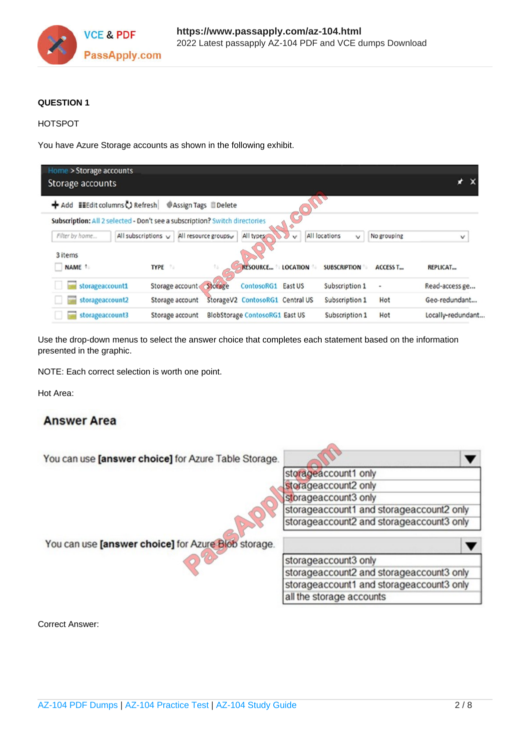**QUESTION 1**

HOTSPOT

You have Azure Storage accounts as shown in the following exhibit.

Home > Storage accounts

Storage accounts

+ Add | Edit columns | Refresh | Assign Tags | Delete

Subscription: All 2 selected - Don't see a subscription? Switch directories

Filter by home... | All subscriptions | All resource groups | All types | All locations | No grouping

3 items

| NAME | TYPE | | RESOURCE... | LOCATION | SUBSCRIPTION | ACCESS T... | REPLICAT... |
|---|---|---|---|---|---|---|---|
| storageaccount1 | Storage account | Storage | ContosoRG1 | East US | Subscription 1 | - | Read-access ge... |
| storageaccount2 | Storage account | StorageV2 | ContosoRG1 | Central US | Subscription 1 | Hot | Geo-redundant... |
| storageaccount3 | Storage account | BlobStorage | ContosoRG1 | East US | Subscription 1 | Hot | Locally-redundant... |

Use the drop-down menus to select the answer choice that completes each statement based on the information presented in the graphic.

NOTE: Each correct selection is worth one point.

Hot Area:

**Answer Area**

You can use **[answer choice]** for Azure Table Storage.

- storageaccount1 only
- storageaccount2 only
- storageaccount3 only
- storageaccount1 and storageaccount2 only
- storageaccount2 and storageaccount3 only

You can use **[answer choice]** for Azure Blob storage.

- storageaccount3 only
- storageaccount2 and storageaccount3 only
- storageaccount1 and storageaccount3 only
- all the storage accounts

Correct Answer: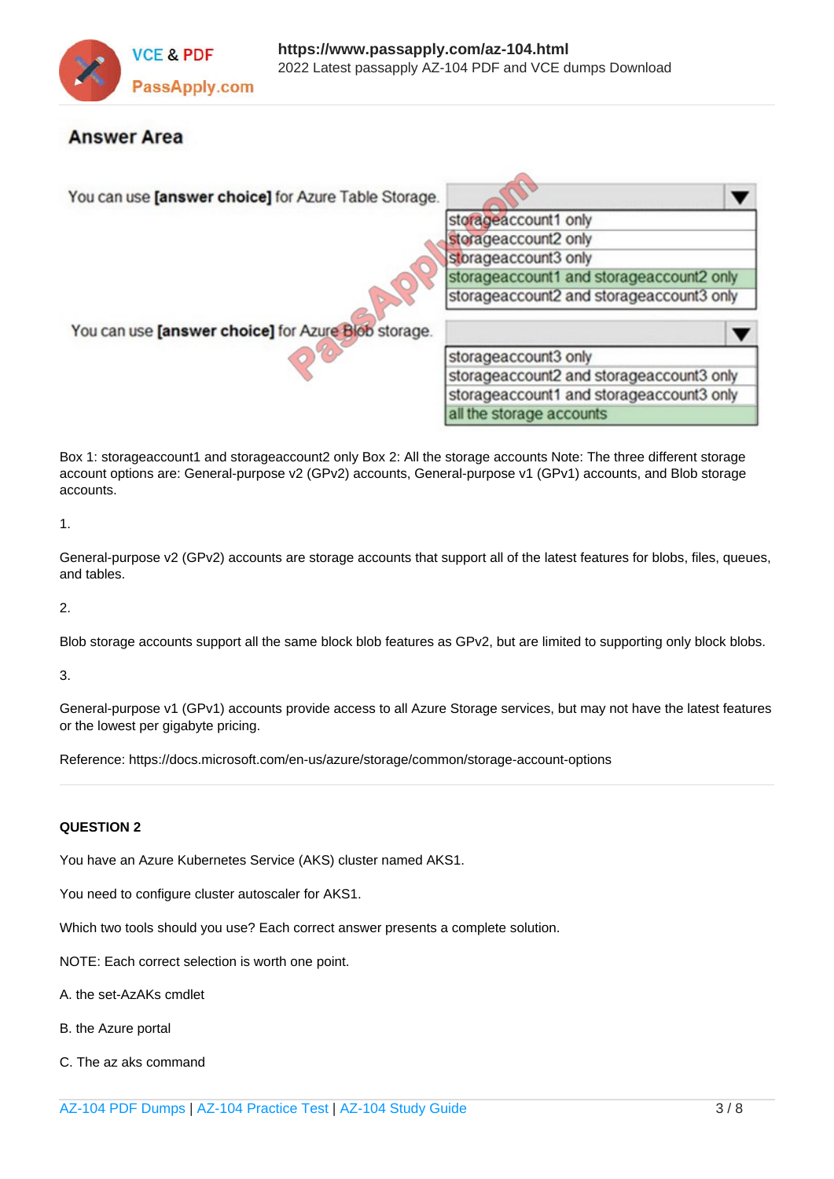## Answer Area

You can use **[answer choice]** for Azure Table Storage.

- storageaccount1 only
- storageaccount2 only
- storageaccount3 only
- storageaccount1 and storageaccount2 only
- storageaccount2 and storageaccount3 only

You can use **[answer choice]** for Azure Blob storage.

- storageaccount3 only
- storageaccount2 and storageaccount3 only
- storageaccount1 and storageaccount3 only
- all the storage accounts

Box 1: storageaccount1 and storageaccount2 only Box 2: All the storage accounts Note: The three different storage account options are: General-purpose v2 (GPv2) accounts, General-purpose v1 (GPv1) accounts, and Blob storage accounts.

1.

General-purpose v2 (GPv2) accounts are storage accounts that support all of the latest features for blobs, files, queues, and tables.

2.

Blob storage accounts support all the same block blob features as GPv2, but are limited to supporting only block blobs.

3.

General-purpose v1 (GPv1) accounts provide access to all Azure Storage services, but may not have the latest features or the lowest per gigabyte pricing.

Reference: https://docs.microsoft.com/en-us/azure/storage/common/storage-account-options

---

**QUESTION 2**

You have an Azure Kubernetes Service (AKS) cluster named AKS1.

You need to configure cluster autoscaler for AKS1.

Which two tools should you use? Each correct answer presents a complete solution.

NOTE: Each correct selection is worth one point.

A. the set-AzAKs cmdlet

B. the Azure portal

C. The az aks command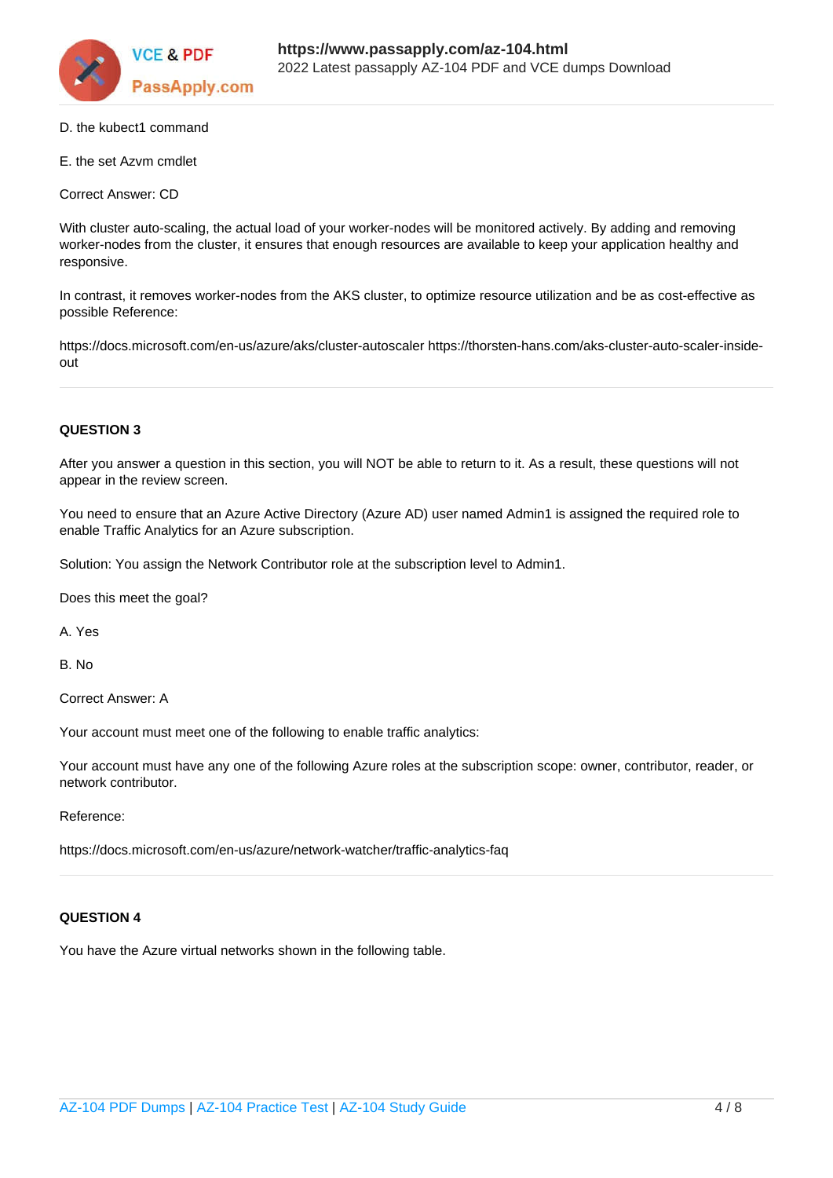D. the kubect1 command

E. the set Azvm cmdlet

Correct Answer: CD

With cluster auto-scaling, the actual load of your worker-nodes will be monitored actively. By adding and removing worker-nodes from the cluster, it ensures that enough resources are available to keep your application healthy and responsive.

In contrast, it removes worker-nodes from the AKS cluster, to optimize resource utilization and be as cost-effective as possible Reference:

https://docs.microsoft.com/en-us/azure/aks/cluster-autoscaler https://thorsten-hans.com/aks-cluster-auto-scaler-inside-out

---

**QUESTION 3**

After you answer a question in this section, you will NOT be able to return to it. As a result, these questions will not appear in the review screen.

You need to ensure that an Azure Active Directory (Azure AD) user named Admin1 is assigned the required role to enable Traffic Analytics for an Azure subscription.

Solution: You assign the Network Contributor role at the subscription level to Admin1.

Does this meet the goal?

A. Yes

B. No

Correct Answer: A

Your account must meet one of the following to enable traffic analytics:

Your account must have any one of the following Azure roles at the subscription scope: owner, contributor, reader, or network contributor.

Reference:

https://docs.microsoft.com/en-us/azure/network-watcher/traffic-analytics-faq

---

**QUESTION 4**

You have the Azure virtual networks shown in the following table.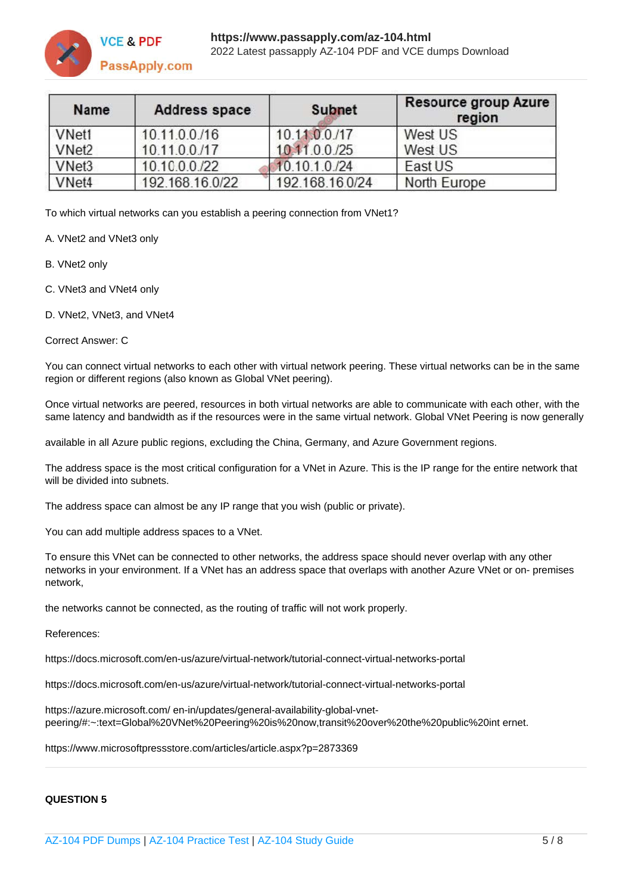| Name | Address space | Subnet | Resource group Azure region |
|---|---|---|---|
| VNet1 | 10.11.0.0/16 | 10.11.0.0/17 | West US |
| VNet2 | 10.11.0.0/17 | 10.11.0.0/25 | West US |
| VNet3 | 10.10.0.0/22 | 10.10.1.0/24 | East US |
| VNet4 | 192.168.16.0/22 | 192.168.16.0/24 | North Europe |

To which virtual networks can you establish a peering connection from VNet1?

A. VNet2 and VNet3 only

B. VNet2 only

C. VNet3 and VNet4 only

D. VNet2, VNet3, and VNet4

Correct Answer: C

You can connect virtual networks to each other with virtual network peering. These virtual networks can be in the same region or different regions (also known as Global VNet peering).

Once virtual networks are peered, resources in both virtual networks are able to communicate with each other, with the same latency and bandwidth as if the resources were in the same virtual network. Global VNet Peering is now generally

available in all Azure public regions, excluding the China, Germany, and Azure Government regions.

The address space is the most critical configuration for a VNet in Azure. This is the IP range for the entire network that will be divided into subnets.

The address space can almost be any IP range that you wish (public or private).

You can add multiple address spaces to a VNet.

To ensure this VNet can be connected to other networks, the address space should never overlap with any other networks in your environment. If a VNet has an address space that overlaps with another Azure VNet or on- premises network,

the networks cannot be connected, as the routing of traffic will not work properly.

References:

https://docs.microsoft.com/en-us/azure/virtual-network/tutorial-connect-virtual-networks-portal

https://docs.microsoft.com/en-us/azure/virtual-network/tutorial-connect-virtual-networks-portal

https://azure.microsoft.com/ en-in/updates/general-availability-global-vnet-peering/#:~:text=Global%20VNet%20Peering%20is%20now,transit%20over%20the%20public%20int ernet.

https://www.microsoftpressstore.com/articles/article.aspx?p=2873369

**QUESTION 5**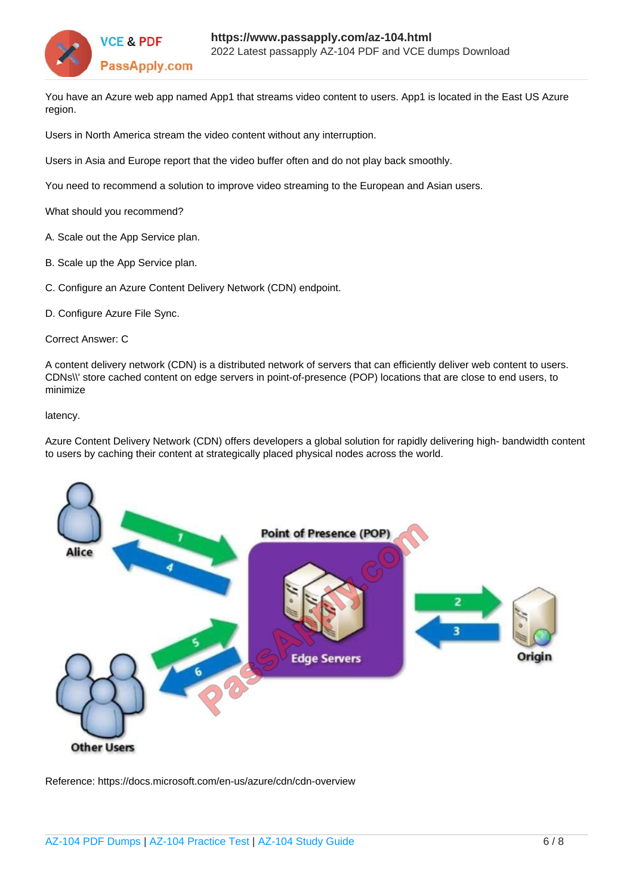You have an Azure web app named App1 that streams video content to users. App1 is located in the East US Azure region.

Users in North America stream the video content without any interruption.

Users in Asia and Europe report that the video buffer often and do not play back smoothly.

You need to recommend a solution to improve video streaming to the European and Asian users.

What should you recommend?

A. Scale out the App Service plan.

B. Scale up the App Service plan.

C. Configure an Azure Content Delivery Network (CDN) endpoint.

D. Configure Azure File Sync.

Correct Answer: C

A content delivery network (CDN) is a distributed network of servers that can efficiently deliver web content to users. CDNs\\' store cached content on edge servers in point-of-presence (POP) locations that are close to end users, to minimize

latency.

Azure Content Delivery Network (CDN) offers developers a global solution for rapidly delivering high- bandwidth content to users by caching their content at strategically placed physical nodes across the world.

Reference: https://docs.microsoft.com/en-us/azure/cdn/cdn-overview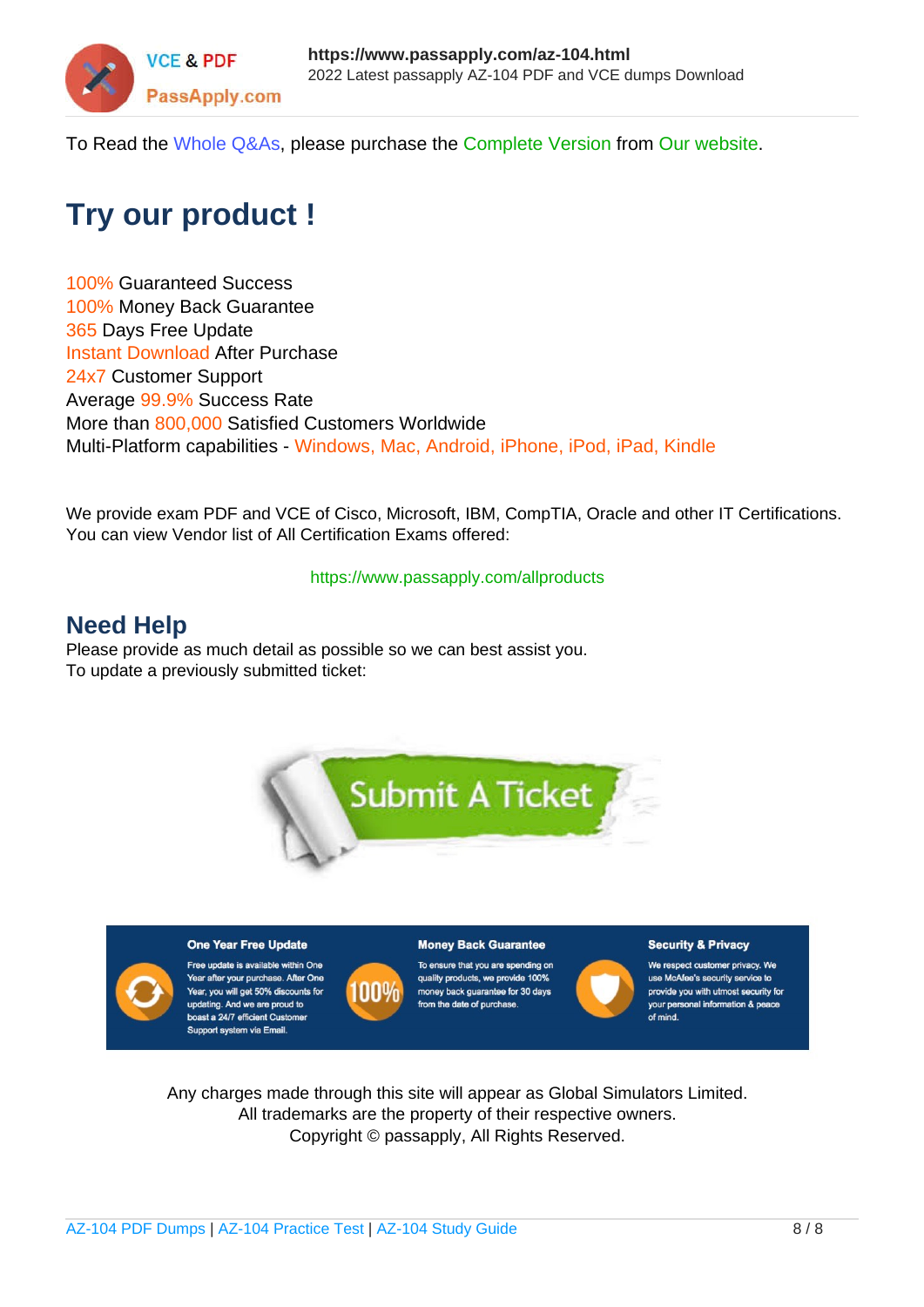To Read the Whole Q&As, please purchase the Complete Version from Our website.

# Try our product !

100% Guaranteed Success
100% Money Back Guarantee
365 Days Free Update
Instant Download After Purchase
24x7 Customer Support
Average 99.9% Success Rate
More than 800,000 Satisfied Customers Worldwide
Multi-Platform capabilities - Windows, Mac, Android, iPhone, iPod, iPad, Kindle

We provide exam PDF and VCE of Cisco, Microsoft, IBM, CompTIA, Oracle and other IT Certifications.
You can view Vendor list of All Certification Exams offered:

https://www.passapply.com/allproducts

## Need Help

Please provide as much detail as possible so we can best assist you.
To update a previously submitted ticket:

Submit A Ticket

**One Year Free Update**
Free update is available within One Year after your purchase. After One Year, you will get 50% discounts for updating. And we are proud to boast a 24/7 efficient Customer Support system via Email.

**Money Back Guarantee**
To ensure that you are spending on quality products, we provide 100% money back guarantee for 30 days from the date of purchase.

**Security & Privacy**
We respect customer privacy. We use McAfee's security service to provide you with utmost security for your personal information & peace of mind.

Any charges made through this site will appear as Global Simulators Limited.
All trademarks are the property of their respective owners.
Copyright © passapply, All Rights Reserved.